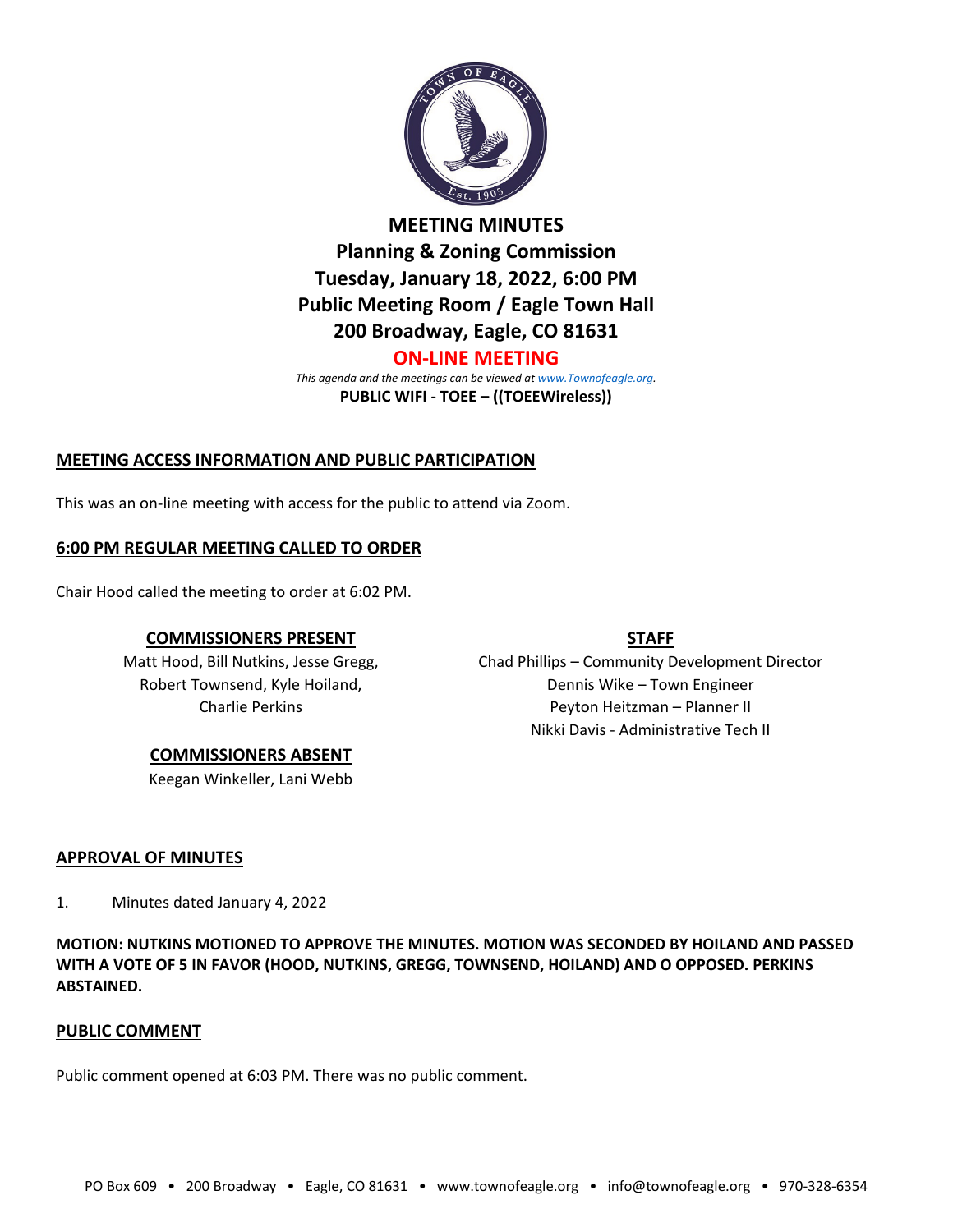# MEETING MINUTES

## Planning & Zoning Commission

## Tuesday, January 18, 2022, 6:00 PM

## Public Meeting Room / Eagle Town Hall

## 200 Broadway, Eagle, CO 81631

**ON-LINE MEETING**

*This agenda and the meetings can be viewed at www.Townofeagle.org.*

**PUBLIC WIFI - TOEE – ((TOEEWireless))**

### MEETING ACCESS INFORMATION AND PUBLIC PARTICIPATION

This was an on-line meeting with access for the public to attend via Zoom.

### 6:00 PM REGULAR MEETING CALLED TO ORDER

Chair Hood called the meeting to order at 6:02 PM.

**COMMISSIONERS PRESENT**

Matt Hood, Bill Nutkins, Jesse Gregg, Robert Townsend, Kyle Hoiland, Charlie Perkins

**COMMISSIONERS ABSENT**

Keegan Winkeller, Lani Webb

**STAFF**

Chad Phillips – Community Development Director
Dennis Wike – Town Engineer
Peyton Heitzman – Planner II
Nikki Davis - Administrative Tech II

### APPROVAL OF MINUTES

1. Minutes dated January 4, 2022

**MOTION: NUTKINS MOTIONED TO APPROVE THE MINUTES. MOTION WAS SECONDED BY HOILAND AND PASSED WITH A VOTE OF 5 IN FAVOR (HOOD, NUTKINS, GREGG, TOWNSEND, HOILAND) AND O OPPOSED. PERKINS ABSTAINED.**

### PUBLIC COMMENT

Public comment opened at 6:03 PM. There was no public comment.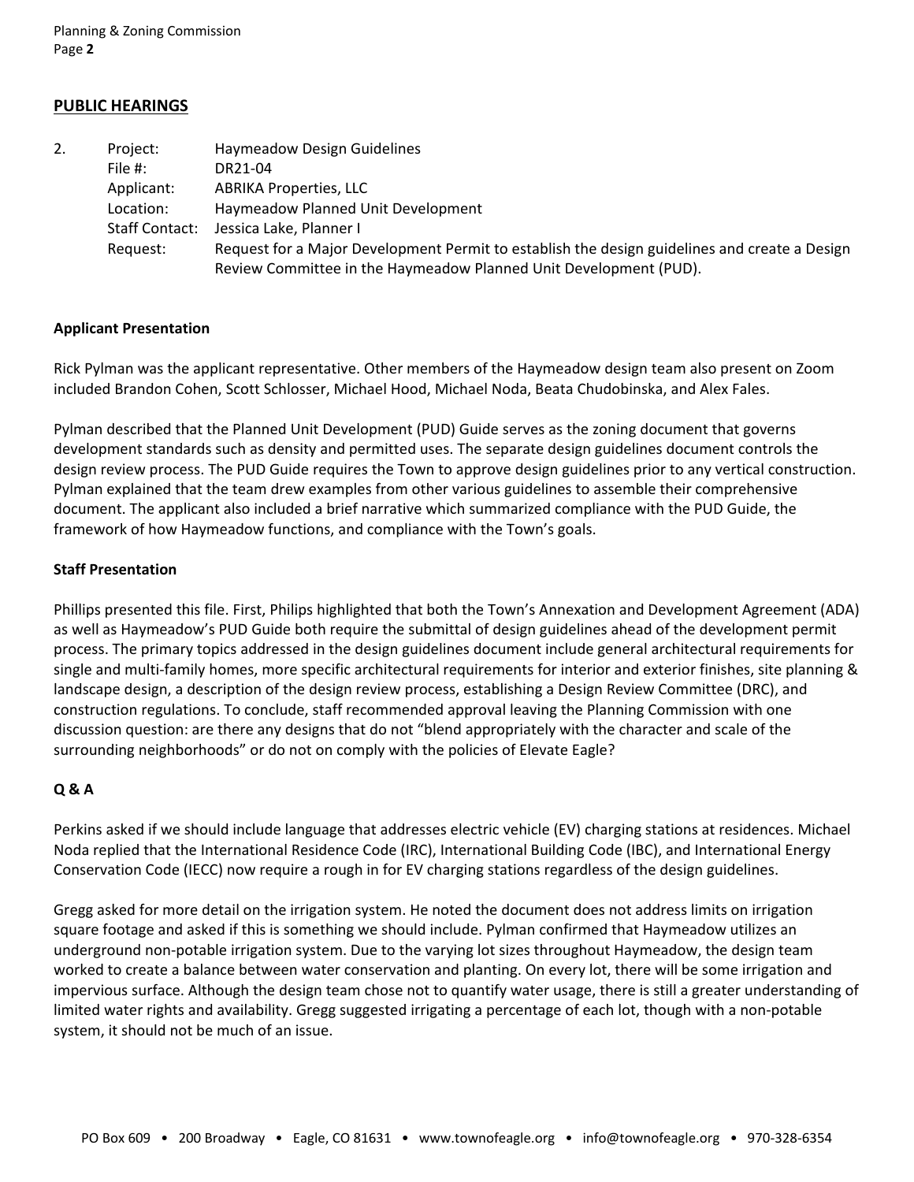## PUBLIC HEARINGS

2. 

| | |
|---|---|
| Project: | Haymeadow Design Guidelines |
| File #: | DR21-04 |
| Applicant: | ABRIKA Properties, LLC |
| Location: | Haymeadow Planned Unit Development |
| Staff Contact: | Jessica Lake, Planner I |
| Request: | Request for a Major Development Permit to establish the design guidelines and create a Design Review Committee in the Haymeadow Planned Unit Development (PUD). |

**Applicant Presentation**

Rick Pylman was the applicant representative. Other members of the Haymeadow design team also present on Zoom included Brandon Cohen, Scott Schlosser, Michael Hood, Michael Noda, Beata Chudobinska, and Alex Fales.

Pylman described that the Planned Unit Development (PUD) Guide serves as the zoning document that governs development standards such as density and permitted uses. The separate design guidelines document controls the design review process. The PUD Guide requires the Town to approve design guidelines prior to any vertical construction. Pylman explained that the team drew examples from other various guidelines to assemble their comprehensive document. The applicant also included a brief narrative which summarized compliance with the PUD Guide, the framework of how Haymeadow functions, and compliance with the Town's goals.

**Staff Presentation**

Phillips presented this file. First, Philips highlighted that both the Town's Annexation and Development Agreement (ADA) as well as Haymeadow's PUD Guide both require the submittal of design guidelines ahead of the development permit process. The primary topics addressed in the design guidelines document include general architectural requirements for single and multi-family homes, more specific architectural requirements for interior and exterior finishes, site planning & landscape design, a description of the design review process, establishing a Design Review Committee (DRC), and construction regulations. To conclude, staff recommended approval leaving the Planning Commission with one discussion question: are there any designs that do not "blend appropriately with the character and scale of the surrounding neighborhoods" or do not on comply with the policies of Elevate Eagle?

**Q & A**

Perkins asked if we should include language that addresses electric vehicle (EV) charging stations at residences. Michael Noda replied that the International Residence Code (IRC), International Building Code (IBC), and International Energy Conservation Code (IECC) now require a rough in for EV charging stations regardless of the design guidelines.

Gregg asked for more detail on the irrigation system. He noted the document does not address limits on irrigation square footage and asked if this is something we should include. Pylman confirmed that Haymeadow utilizes an underground non-potable irrigation system. Due to the varying lot sizes throughout Haymeadow, the design team worked to create a balance between water conservation and planting. On every lot, there will be some irrigation and impervious surface. Although the design team chose not to quantify water usage, there is still a greater understanding of limited water rights and availability. Gregg suggested irrigating a percentage of each lot, though with a non-potable system, it should not be much of an issue.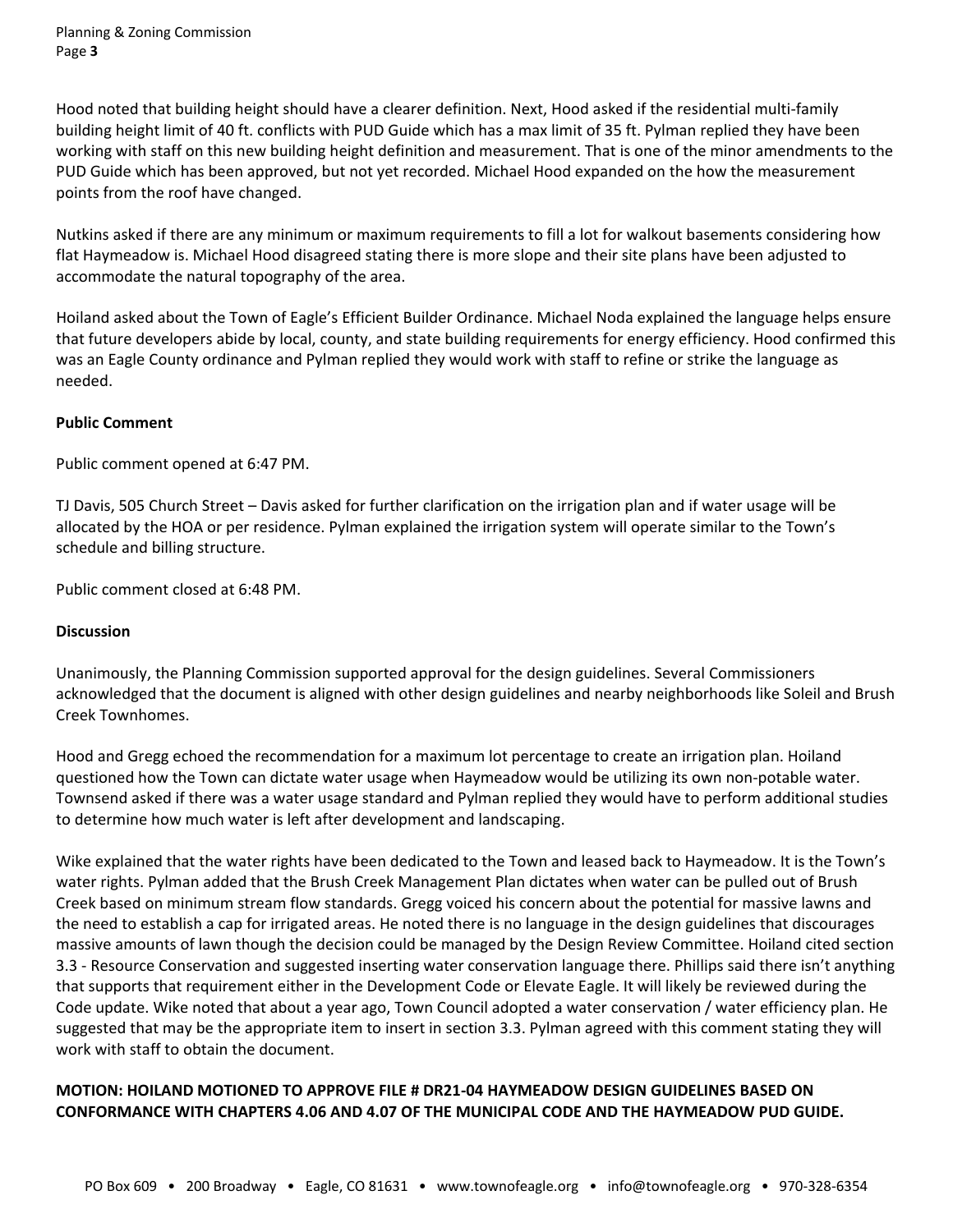Hood noted that building height should have a clearer definition. Next, Hood asked if the residential multi-family building height limit of 40 ft. conflicts with PUD Guide which has a max limit of 35 ft. Pylman replied they have been working with staff on this new building height definition and measurement. That is one of the minor amendments to the PUD Guide which has been approved, but not yet recorded. Michael Hood expanded on the how the measurement points from the roof have changed.

Nutkins asked if there are any minimum or maximum requirements to fill a lot for walkout basements considering how flat Haymeadow is. Michael Hood disagreed stating there is more slope and their site plans have been adjusted to accommodate the natural topography of the area.

Hoiland asked about the Town of Eagle's Efficient Builder Ordinance. Michael Noda explained the language helps ensure that future developers abide by local, county, and state building requirements for energy efficiency. Hood confirmed this was an Eagle County ordinance and Pylman replied they would work with staff to refine or strike the language as needed.

**Public Comment**

Public comment opened at 6:47 PM.

TJ Davis, 505 Church Street – Davis asked for further clarification on the irrigation plan and if water usage will be allocated by the HOA or per residence. Pylman explained the irrigation system will operate similar to the Town's schedule and billing structure.

Public comment closed at 6:48 PM.

**Discussion**

Unanimously, the Planning Commission supported approval for the design guidelines. Several Commissioners acknowledged that the document is aligned with other design guidelines and nearby neighborhoods like Soleil and Brush Creek Townhomes.

Hood and Gregg echoed the recommendation for a maximum lot percentage to create an irrigation plan. Hoiland questioned how the Town can dictate water usage when Haymeadow would be utilizing its own non-potable water. Townsend asked if there was a water usage standard and Pylman replied they would have to perform additional studies to determine how much water is left after development and landscaping.

Wike explained that the water rights have been dedicated to the Town and leased back to Haymeadow. It is the Town's water rights. Pylman added that the Brush Creek Management Plan dictates when water can be pulled out of Brush Creek based on minimum stream flow standards. Gregg voiced his concern about the potential for massive lawns and the need to establish a cap for irrigated areas. He noted there is no language in the design guidelines that discourages massive amounts of lawn though the decision could be managed by the Design Review Committee. Hoiland cited section 3.3 - Resource Conservation and suggested inserting water conservation language there. Phillips said there isn't anything that supports that requirement either in the Development Code or Elevate Eagle. It will likely be reviewed during the Code update. Wike noted that about a year ago, Town Council adopted a water conservation / water efficiency plan. He suggested that may be the appropriate item to insert in section 3.3. Pylman agreed with this comment stating they will work with staff to obtain the document.

**MOTION: HOILAND MOTIONED TO APPROVE FILE # DR21-04 HAYMEADOW DESIGN GUIDELINES BASED ON CONFORMANCE WITH CHAPTERS 4.06 AND 4.07 OF THE MUNICIPAL CODE AND THE HAYMEADOW PUD GUIDE.**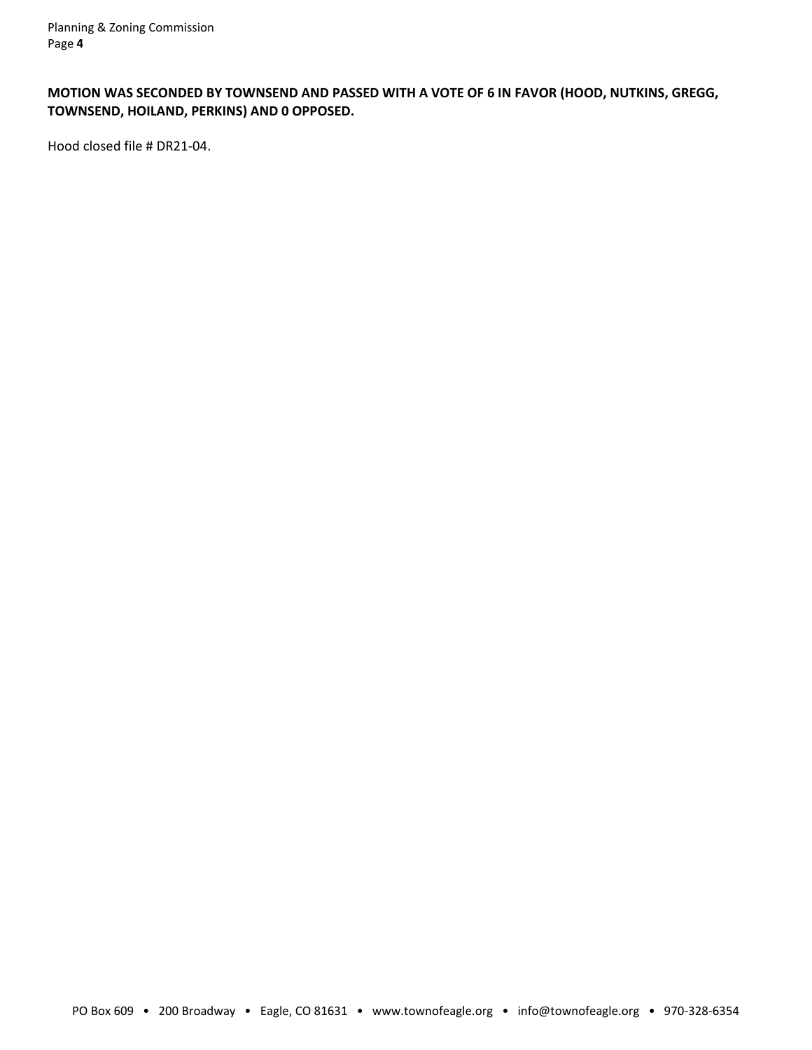**MOTION WAS SECONDED BY TOWNSEND AND PASSED WITH A VOTE OF 6 IN FAVOR (HOOD, NUTKINS, GREGG, TOWNSEND, HOILAND, PERKINS) AND 0 OPPOSED.**

Hood closed file # DR21-04.